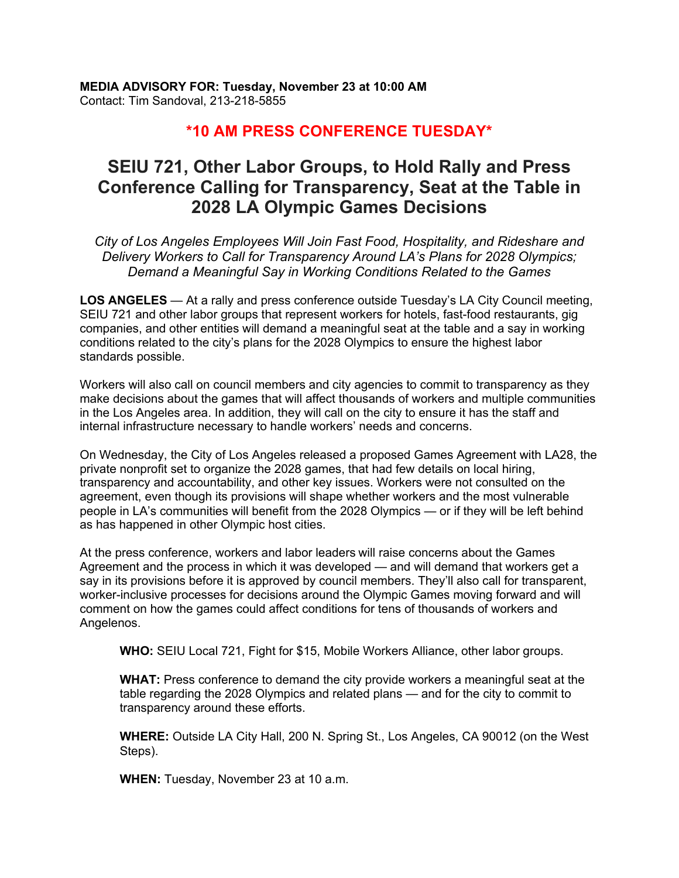**MEDIA ADVISORY FOR: Tuesday, November 23 at 10:00 AM**
Contact: Tim Sandoval, 213-218-5855

**\*10 AM PRESS CONFERENCE TUESDAY\***

# SEIU 721, Other Labor Groups, to Hold Rally and Press Conference Calling for Transparency, Seat at the Table in 2028 LA Olympic Games Decisions

*City of Los Angeles Employees Will Join Fast Food, Hospitality, and Rideshare and Delivery Workers to Call for Transparency Around LA's Plans for 2028 Olympics; Demand a Meaningful Say in Working Conditions Related to the Games*

**LOS ANGELES** — At a rally and press conference outside Tuesday's LA City Council meeting, SEIU 721 and other labor groups that represent workers for hotels, fast-food restaurants, gig companies, and other entities will demand a meaningful seat at the table and a say in working conditions related to the city's plans for the 2028 Olympics to ensure the highest labor standards possible.

Workers will also call on council members and city agencies to commit to transparency as they make decisions about the games that will affect thousands of workers and multiple communities in the Los Angeles area. In addition, they will call on the city to ensure it has the staff and internal infrastructure necessary to handle workers' needs and concerns.

On Wednesday, the City of Los Angeles released a proposed Games Agreement with LA28, the private nonprofit set to organize the 2028 games, that had few details on local hiring, transparency and accountability, and other key issues. Workers were not consulted on the agreement, even though its provisions will shape whether workers and the most vulnerable people in LA's communities will benefit from the 2028 Olympics — or if they will be left behind as has happened in other Olympic host cities.

At the press conference, workers and labor leaders will raise concerns about the Games Agreement and the process in which it was developed — and will demand that workers get a say in its provisions before it is approved by council members. They'll also call for transparent, worker-inclusive processes for decisions around the Olympic Games moving forward and will comment on how the games could affect conditions for tens of thousands of workers and Angelenos.

**WHO:** SEIU Local 721, Fight for $15, Mobile Workers Alliance, other labor groups.

**WHAT:** Press conference to demand the city provide workers a meaningful seat at the table regarding the 2028 Olympics and related plans — and for the city to commit to transparency around these efforts.

**WHERE:** Outside LA City Hall, 200 N. Spring St., Los Angeles, CA 90012 (on the West Steps).

**WHEN:** Tuesday, November 23 at 10 a.m.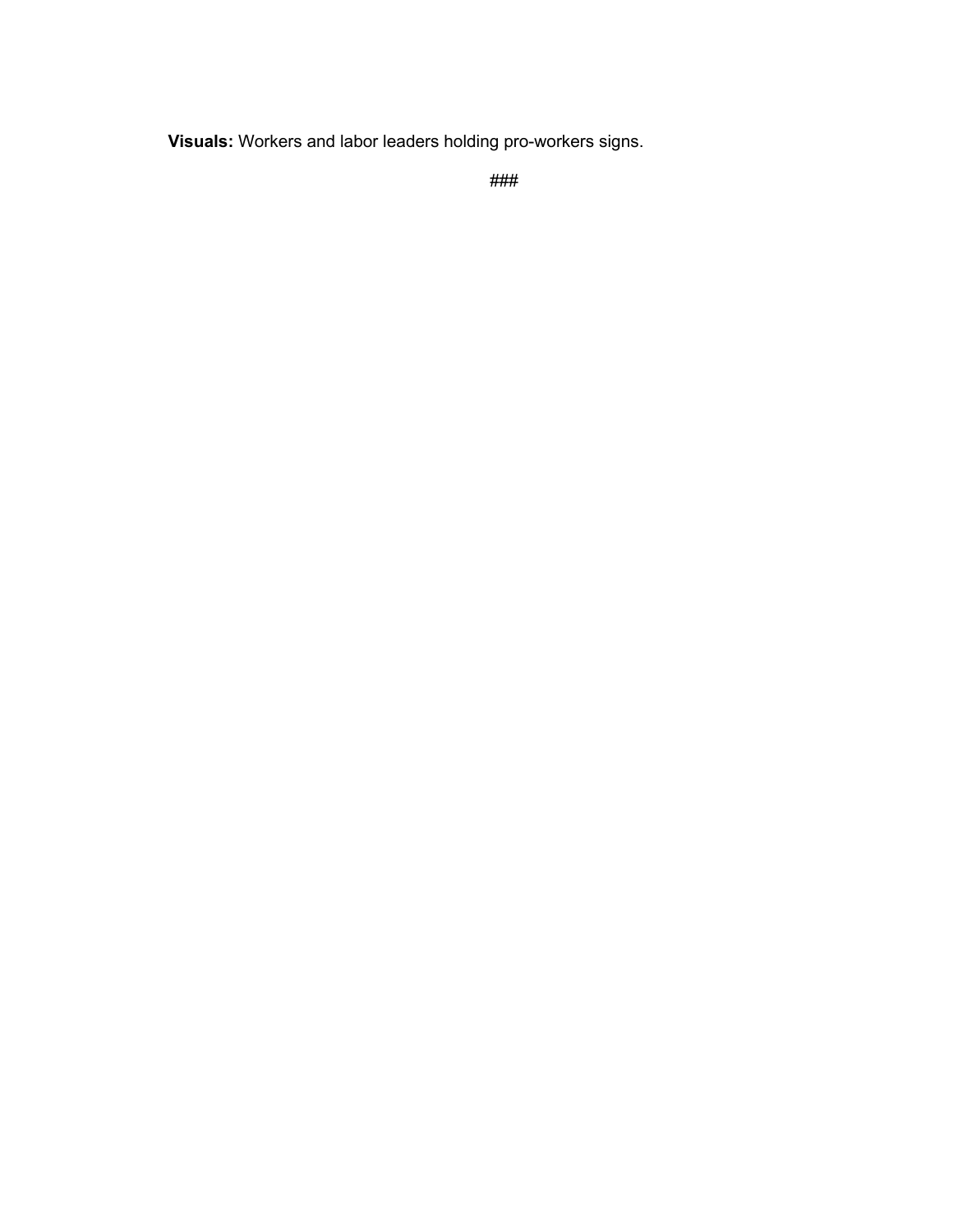**Visuals:** Workers and labor leaders holding pro-workers signs.

###